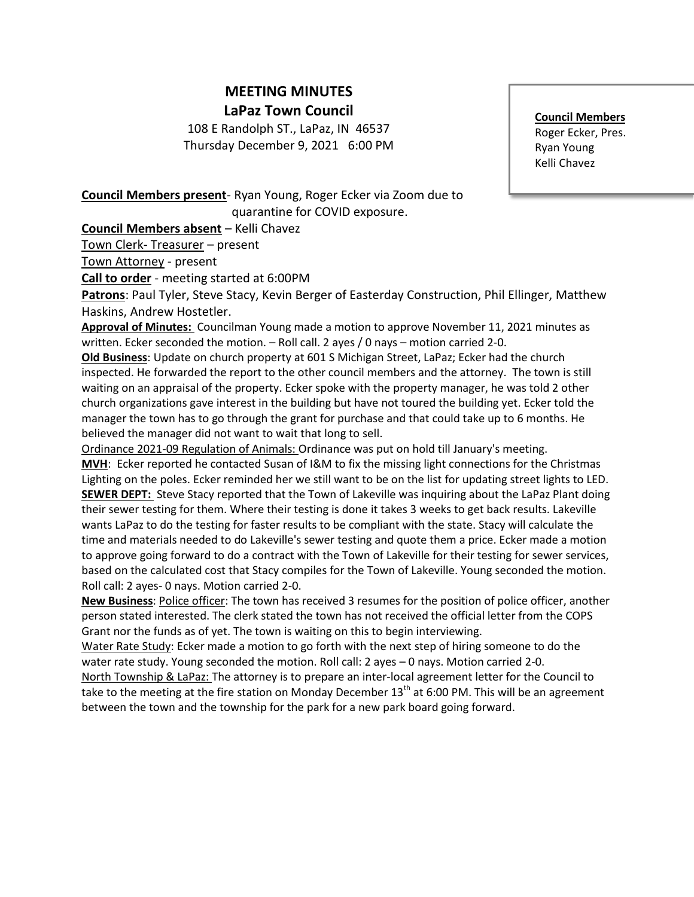# MEETING MINUTES

## LaPaz Town Council

108 E Randolph ST., LaPaz, IN 46537
Thursday December 9, 2021 6:00 PM

**Council Members**
Roger Ecker, Pres.
Ryan Young
Kelli Chavez

**Council Members present**- Ryan Young, Roger Ecker via Zoom due to quarantine for COVID exposure.

**Council Members absent** – Kelli Chavez

Town Clerk- Treasurer – present

Town Attorney - present

**Call to order** - meeting started at 6:00PM

**Patrons**: Paul Tyler, Steve Stacy, Kevin Berger of Easterday Construction, Phil Ellinger, Matthew Haskins, Andrew Hostetler.

**Approval of Minutes:** Councilman Young made a motion to approve November 11, 2021 minutes as written. Ecker seconded the motion. – Roll call. 2 ayes / 0 nays – motion carried 2-0.

**Old Business**: Update on church property at 601 S Michigan Street, LaPaz; Ecker had the church inspected. He forwarded the report to the other council members and the attorney. The town is still waiting on an appraisal of the property. Ecker spoke with the property manager, he was told 2 other church organizations gave interest in the building but have not toured the building yet. Ecker told the manager the town has to go through the grant for purchase and that could take up to 6 months. He believed the manager did not want to wait that long to sell.

Ordinance 2021-09 Regulation of Animals: Ordinance was put on hold till January's meeting.

**MVH**: Ecker reported he contacted Susan of I&M to fix the missing light connections for the Christmas Lighting on the poles. Ecker reminded her we still want to be on the list for updating street lights to LED.

**SEWER DEPT:** Steve Stacy reported that the Town of Lakeville was inquiring about the LaPaz Plant doing their sewer testing for them. Where their testing is done it takes 3 weeks to get back results. Lakeville wants LaPaz to do the testing for faster results to be compliant with the state. Stacy will calculate the time and materials needed to do Lakeville's sewer testing and quote them a price. Ecker made a motion to approve going forward to do a contract with the Town of Lakeville for their testing for sewer services, based on the calculated cost that Stacy compiles for the Town of Lakeville. Young seconded the motion. Roll call: 2 ayes- 0 nays. Motion carried 2-0.

**New Business**: Police officer: The town has received 3 resumes for the position of police officer, another person stated interested. The clerk stated the town has not received the official letter from the COPS Grant nor the funds as of yet. The town is waiting on this to begin interviewing.

Water Rate Study: Ecker made a motion to go forth with the next step of hiring someone to do the water rate study. Young seconded the motion. Roll call: 2 ayes – 0 nays. Motion carried 2-0.

North Township & LaPaz: The attorney is to prepare an inter-local agreement letter for the Council to take to the meeting at the fire station on Monday December 13th at 6:00 PM. This will be an agreement between the town and the township for the park for a new park board going forward.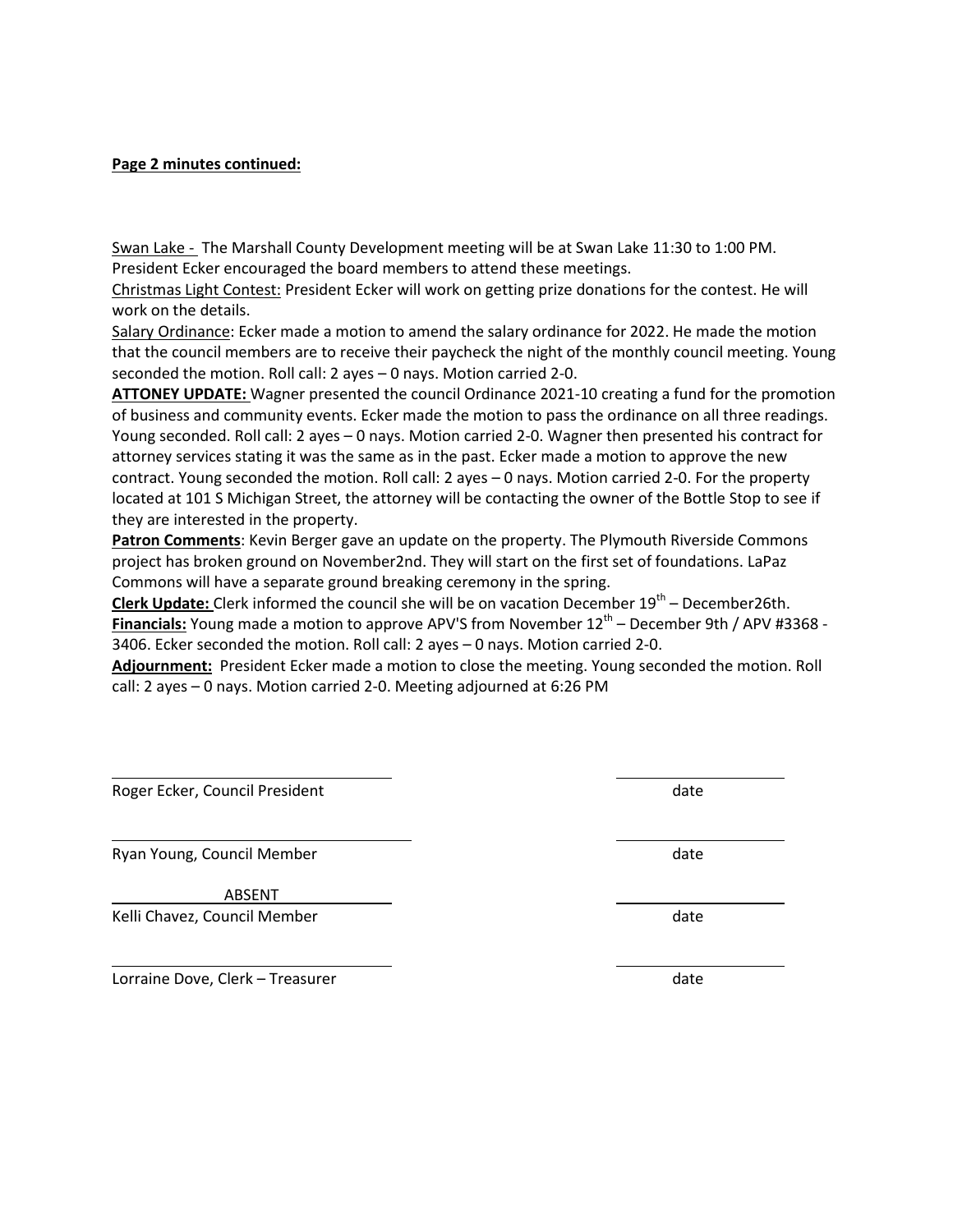**Page 2 minutes continued:**

Swan Lake - The Marshall County Development meeting will be at Swan Lake 11:30 to 1:00 PM. President Ecker encouraged the board members to attend these meetings.

Christmas Light Contest: President Ecker will work on getting prize donations for the contest. He will work on the details.

Salary Ordinance: Ecker made a motion to amend the salary ordinance for 2022. He made the motion that the council members are to receive their paycheck the night of the monthly council meeting. Young seconded the motion. Roll call: 2 ayes – 0 nays. Motion carried 2-0.

**ATTONEY UPDATE:** Wagner presented the council Ordinance 2021-10 creating a fund for the promotion of business and community events. Ecker made the motion to pass the ordinance on all three readings. Young seconded. Roll call: 2 ayes – 0 nays. Motion carried 2-0. Wagner then presented his contract for attorney services stating it was the same as in the past. Ecker made a motion to approve the new contract. Young seconded the motion. Roll call: 2 ayes – 0 nays. Motion carried 2-0. For the property located at 101 S Michigan Street, the attorney will be contacting the owner of the Bottle Stop to see if they are interested in the property.

**Patron Comments**: Kevin Berger gave an update on the property. The Plymouth Riverside Commons project has broken ground on November2nd. They will start on the first set of foundations. LaPaz Commons will have a separate ground breaking ceremony in the spring.

**Clerk Update:** Clerk informed the council she will be on vacation December 19th – December26th.

**Financials:** Young made a motion to approve APV'S from November 12th – December 9th / APV #3368 - 3406. Ecker seconded the motion. Roll call: 2 ayes – 0 nays. Motion carried 2-0.

**Adjournment:** President Ecker made a motion to close the meeting. Young seconded the motion. Roll call: 2 ayes – 0 nays. Motion carried 2-0. Meeting adjourned at 6:26 PM

| | |
|---|---|
| Roger Ecker, Council President | date |
| Ryan Young, Council Member | date |
| ABSENT<br>Kelli Chavez, Council Member | date |
| Lorraine Dove, Clerk – Treasurer | date |